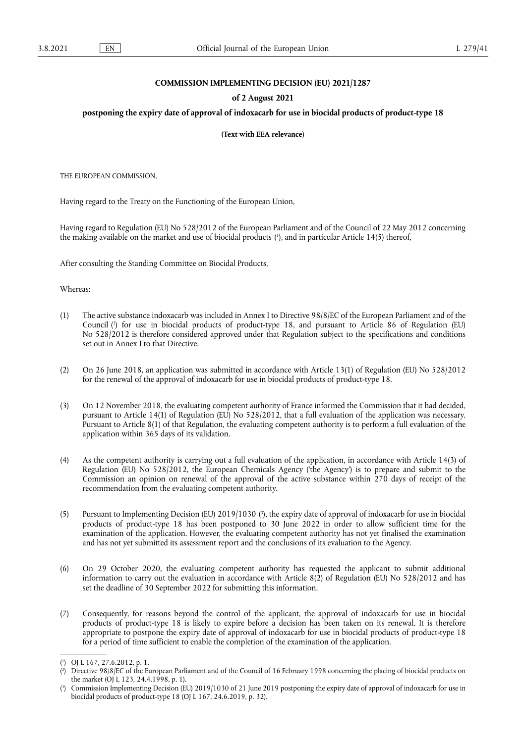**COMMISSION IMPLEMENTING DECISION (EU) 2021/1287**

**of 2 August 2021**

**postponing the expiry date of approval of indoxacarb for use in biocidal products of product-type 18**

**(Text with EEA relevance)**

THE EUROPEAN COMMISSION,

Having regard to the Treaty on the Functioning of the European Union,

Having regard to Regulation (EU) No 528/2012 of the European Parliament and of the Council of 22 May 2012 concerning the making available on the market and use of biocidal products ([1]), and in particular Article 14(5) thereof,

After consulting the Standing Committee on Biocidal Products,

Whereas:

(1) The active substance indoxacarb was included in Annex I to Directive 98/8/EC of the European Parliament and of the Council ([2]) for use in biocidal products of product-type 18, and pursuant to Article 86 of Regulation (EU) No 528/2012 is therefore considered approved under that Regulation subject to the specifications and conditions set out in Annex I to that Directive.

(2) On 26 June 2018, an application was submitted in accordance with Article 13(1) of Regulation (EU) No 528/2012 for the renewal of the approval of indoxacarb for use in biocidal products of product-type 18.

(3) On 12 November 2018, the evaluating competent authority of France informed the Commission that it had decided, pursuant to Article 14(1) of Regulation (EU) No 528/2012, that a full evaluation of the application was necessary. Pursuant to Article 8(1) of that Regulation, the evaluating competent authority is to perform a full evaluation of the application within 365 days of its validation.

(4) As the competent authority is carrying out a full evaluation of the application, in accordance with Article 14(3) of Regulation (EU) No 528/2012, the European Chemicals Agency ('the Agency') is to prepare and submit to the Commission an opinion on renewal of the approval of the active substance within 270 days of receipt of the recommendation from the evaluating competent authority.

(5) Pursuant to Implementing Decision (EU) 2019/1030 ([3]), the expiry date of approval of indoxacarb for use in biocidal products of product-type 18 has been postponed to 30 June 2022 in order to allow sufficient time for the examination of the application. However, the evaluating competent authority has not yet finalised the examination and has not yet submitted its assessment report and the conclusions of its evaluation to the Agency.

(6) On 29 October 2020, the evaluating competent authority has requested the applicant to submit additional information to carry out the evaluation in accordance with Article 8(2) of Regulation (EU) No 528/2012 and has set the deadline of 30 September 2022 for submitting this information.

(7) Consequently, for reasons beyond the control of the applicant, the approval of indoxacarb for use in biocidal products of product-type 18 is likely to expire before a decision has been taken on its renewal. It is therefore appropriate to postpone the expiry date of approval of indoxacarb for use in biocidal products of product-type 18 for a period of time sufficient to enable the completion of the examination of the application.

---

([1]) OJ L 167, 27.6.2012, p. 1.

([2]) Directive 98/8/EC of the European Parliament and of the Council of 16 February 1998 concerning the placing of biocidal products on the market (OJ L 123, 24.4.1998, p. 1).

([3]) Commission Implementing Decision (EU) 2019/1030 of 21 June 2019 postponing the expiry date of approval of indoxacarb for use in biocidal products of product-type 18 (OJ L 167, 24.6.2019, p. 32).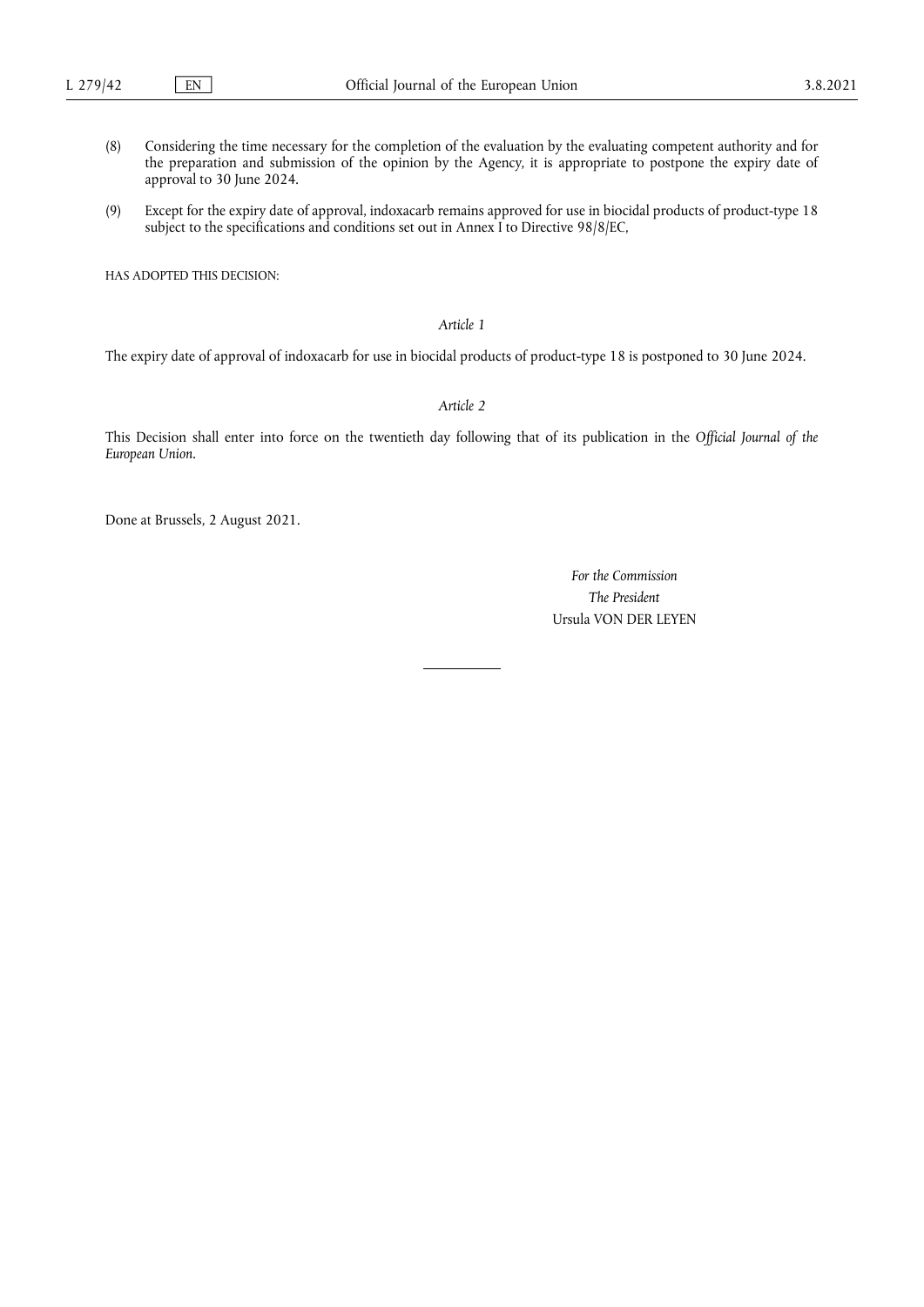(8) Considering the time necessary for the completion of the evaluation by the evaluating competent authority and for the preparation and submission of the opinion by the Agency, it is appropriate to postpone the expiry date of approval to 30 June 2024.

(9) Except for the expiry date of approval, indoxacarb remains approved for use in biocidal products of product-type 18 subject to the specifications and conditions set out in Annex I to Directive 98/8/EC,

HAS ADOPTED THIS DECISION:

*Article 1*

The expiry date of approval of indoxacarb for use in biocidal products of product-type 18 is postponed to 30 June 2024.

*Article 2*

This Decision shall enter into force on the twentieth day following that of its publication in the *Official Journal of the European Union*.

Done at Brussels, 2 August 2021.

*For the Commission*

*The President*

Ursula VON DER LEYEN